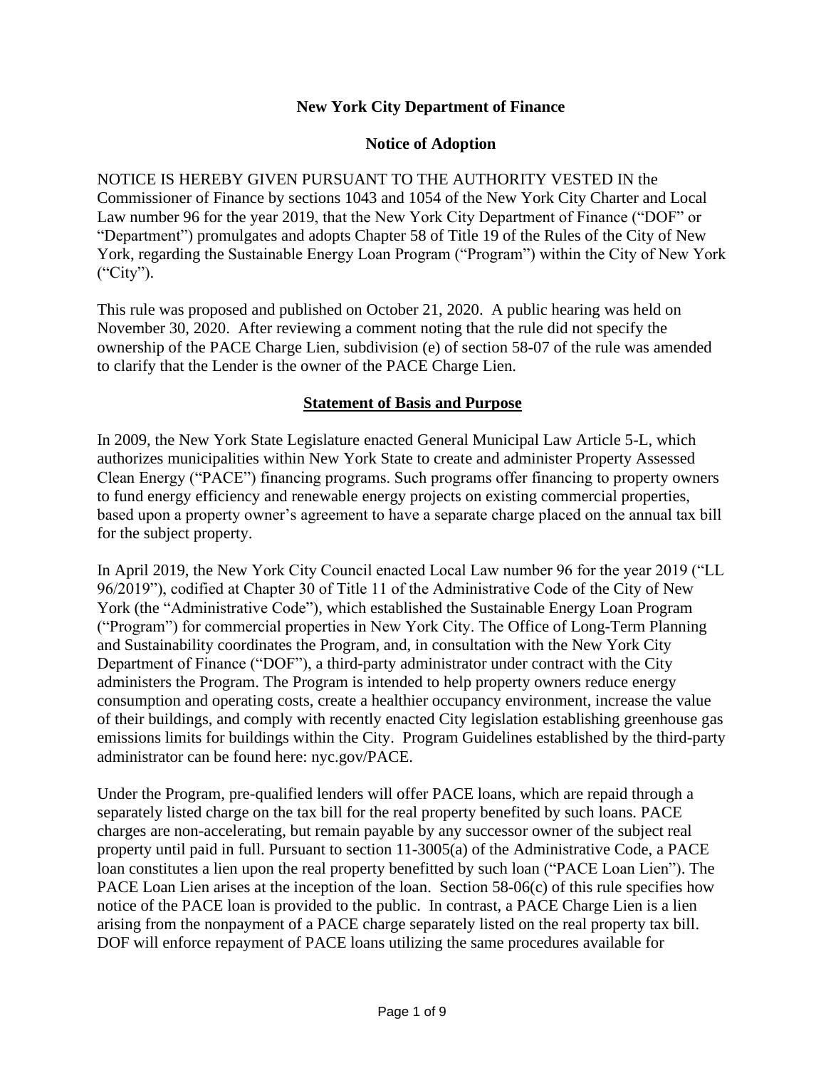**New York City Department of Finance**

**Notice of Adoption**

NOTICE IS HEREBY GIVEN PURSUANT TO THE AUTHORITY VESTED IN the Commissioner of Finance by sections 1043 and 1054 of the New York City Charter and Local Law number 96 for the year 2019, that the New York City Department of Finance ("DOF" or "Department") promulgates and adopts Chapter 58 of Title 19 of the Rules of the City of New York, regarding the Sustainable Energy Loan Program ("Program") within the City of New York ("City").

This rule was proposed and published on October 21, 2020. A public hearing was held on November 30, 2020. After reviewing a comment noting that the rule did not specify the ownership of the PACE Charge Lien, subdivision (e) of section 58-07 of the rule was amended to clarify that the Lender is the owner of the PACE Charge Lien.

**Statement of Basis and Purpose**

In 2009, the New York State Legislature enacted General Municipal Law Article 5-L, which authorizes municipalities within New York State to create and administer Property Assessed Clean Energy ("PACE") financing programs. Such programs offer financing to property owners to fund energy efficiency and renewable energy projects on existing commercial properties, based upon a property owner's agreement to have a separate charge placed on the annual tax bill for the subject property.

In April 2019, the New York City Council enacted Local Law number 96 for the year 2019 ("LL 96/2019"), codified at Chapter 30 of Title 11 of the Administrative Code of the City of New York (the "Administrative Code"), which established the Sustainable Energy Loan Program ("Program") for commercial properties in New York City. The Office of Long-Term Planning and Sustainability coordinates the Program, and, in consultation with the New York City Department of Finance ("DOF"), a third-party administrator under contract with the City administers the Program. The Program is intended to help property owners reduce energy consumption and operating costs, create a healthier occupancy environment, increase the value of their buildings, and comply with recently enacted City legislation establishing greenhouse gas emissions limits for buildings within the City. Program Guidelines established by the third-party administrator can be found here: nyc.gov/PACE.

Under the Program, pre-qualified lenders will offer PACE loans, which are repaid through a separately listed charge on the tax bill for the real property benefited by such loans. PACE charges are non-accelerating, but remain payable by any successor owner of the subject real property until paid in full. Pursuant to section 11-3005(a) of the Administrative Code, a PACE loan constitutes a lien upon the real property benefitted by such loan ("PACE Loan Lien"). The PACE Loan Lien arises at the inception of the loan. Section 58-06(c) of this rule specifies how notice of the PACE loan is provided to the public. In contrast, a PACE Charge Lien is a lien arising from the nonpayment of a PACE charge separately listed on the real property tax bill. DOF will enforce repayment of PACE loans utilizing the same procedures available for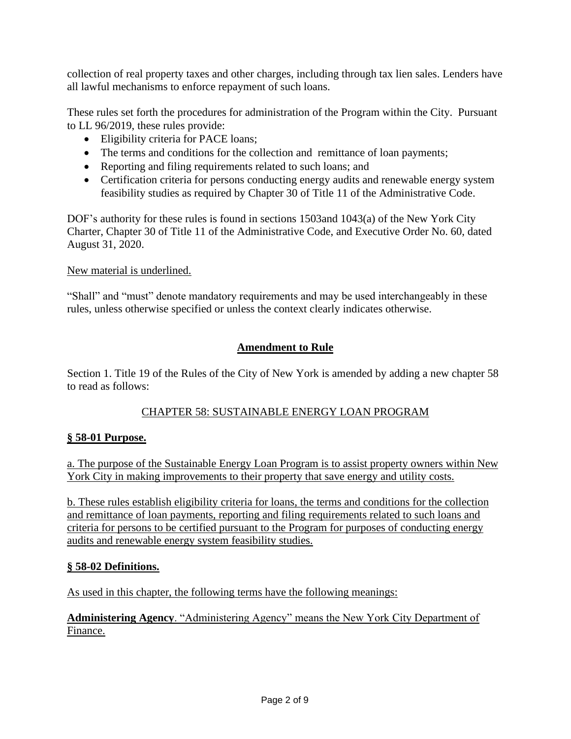collection of real property taxes and other charges, including through tax lien sales. Lenders have all lawful mechanisms to enforce repayment of such loans.

These rules set forth the procedures for administration of the Program within the City. Pursuant to LL 96/2019, these rules provide:

- Eligibility criteria for PACE loans;
- The terms and conditions for the collection and remittance of loan payments;
- Reporting and filing requirements related to such loans; and
- Certification criteria for persons conducting energy audits and renewable energy system feasibility studies as required by Chapter 30 of Title 11 of the Administrative Code.

DOF's authority for these rules is found in sections 1503and 1043(a) of the New York City Charter, Chapter 30 of Title 11 of the Administrative Code, and Executive Order No. 60, dated August 31, 2020.

New material is underlined.

"Shall" and "must" denote mandatory requirements and may be used interchangeably in these rules, unless otherwise specified or unless the context clearly indicates otherwise.

## Amendment to Rule

Section 1. Title 19 of the Rules of the City of New York is amended by adding a new chapter 58 to read as follows:

### CHAPTER 58: SUSTAINABLE ENERGY LOAN PROGRAM

**§ 58-01 Purpose.**

a. The purpose of the Sustainable Energy Loan Program is to assist property owners within New York City in making improvements to their property that save energy and utility costs.

b. These rules establish eligibility criteria for loans, the terms and conditions for the collection and remittance of loan payments, reporting and filing requirements related to such loans and criteria for persons to be certified pursuant to the Program for purposes of conducting energy audits and renewable energy system feasibility studies.

**§ 58-02 Definitions.**

As used in this chapter, the following terms have the following meanings:

**Administering Agency**. "Administering Agency" means the New York City Department of Finance.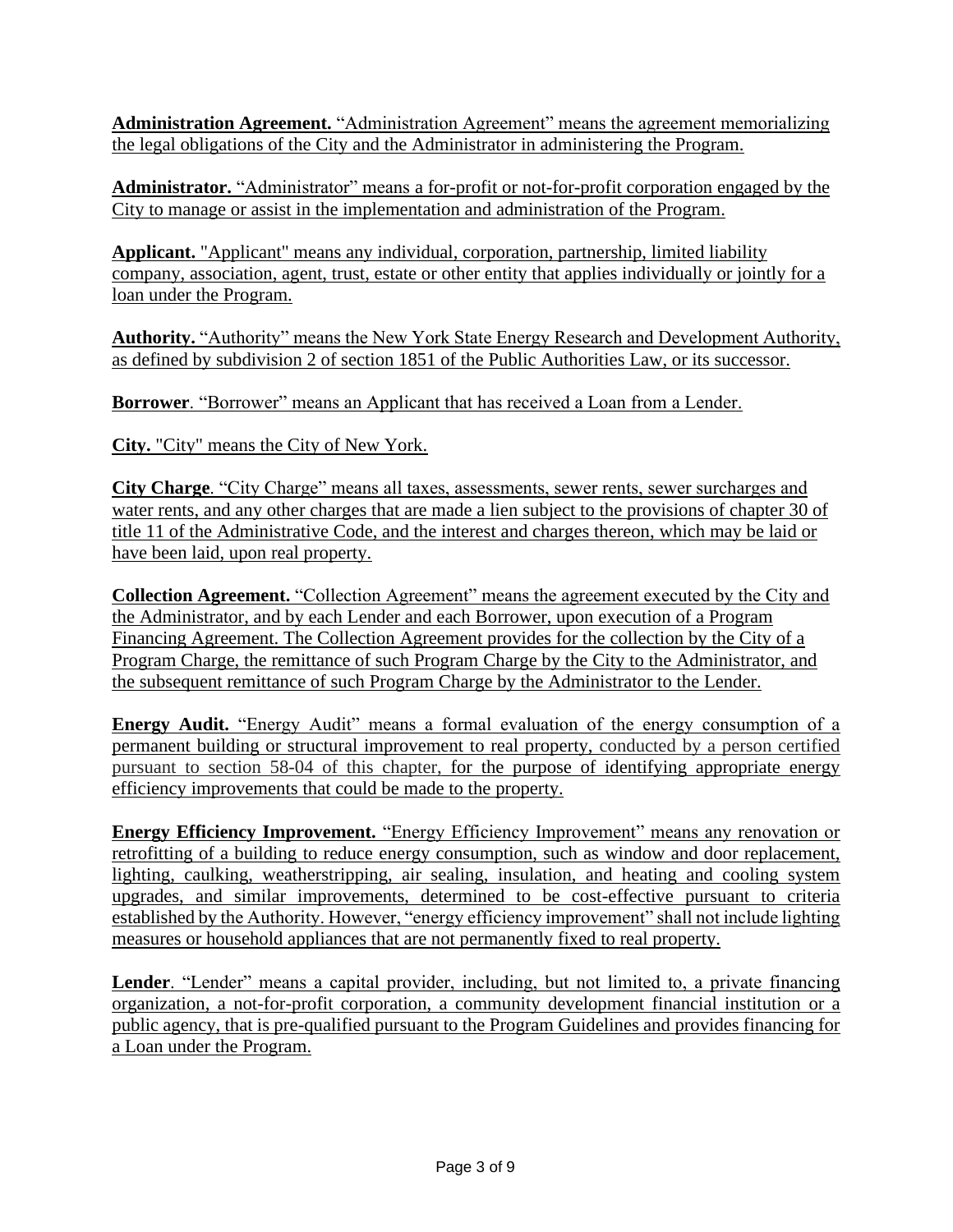**Administration Agreement.** "Administration Agreement" means the agreement memorializing the legal obligations of the City and the Administrator in administering the Program.

**Administrator.** "Administrator" means a for-profit or not-for-profit corporation engaged by the City to manage or assist in the implementation and administration of the Program.

**Applicant.** "Applicant" means any individual, corporation, partnership, limited liability company, association, agent, trust, estate or other entity that applies individually or jointly for a loan under the Program.

**Authority.** "Authority" means the New York State Energy Research and Development Authority, as defined by subdivision 2 of section 1851 of the Public Authorities Law, or its successor.

**Borrower**. "Borrower" means an Applicant that has received a Loan from a Lender.

**City.** "City" means the City of New York.

**City Charge**. "City Charge" means all taxes, assessments, sewer rents, sewer surcharges and water rents, and any other charges that are made a lien subject to the provisions of chapter 30 of title 11 of the Administrative Code, and the interest and charges thereon, which may be laid or have been laid, upon real property.

**Collection Agreement.** "Collection Agreement" means the agreement executed by the City and the Administrator, and by each Lender and each Borrower, upon execution of a Program Financing Agreement. The Collection Agreement provides for the collection by the City of a Program Charge, the remittance of such Program Charge by the City to the Administrator, and the subsequent remittance of such Program Charge by the Administrator to the Lender.

**Energy Audit.** "Energy Audit" means a formal evaluation of the energy consumption of a permanent building or structural improvement to real property, conducted by a person certified pursuant to section 58-04 of this chapter, for the purpose of identifying appropriate energy efficiency improvements that could be made to the property.

**Energy Efficiency Improvement.** "Energy Efficiency Improvement" means any renovation or retrofitting of a building to reduce energy consumption, such as window and door replacement, lighting, caulking, weatherstripping, air sealing, insulation, and heating and cooling system upgrades, and similar improvements, determined to be cost-effective pursuant to criteria established by the Authority. However, "energy efficiency improvement" shall not include lighting measures or household appliances that are not permanently fixed to real property.

**Lender**. "Lender" means a capital provider, including, but not limited to, a private financing organization, a not-for-profit corporation, a community development financial institution or a public agency, that is pre-qualified pursuant to the Program Guidelines and provides financing for a Loan under the Program.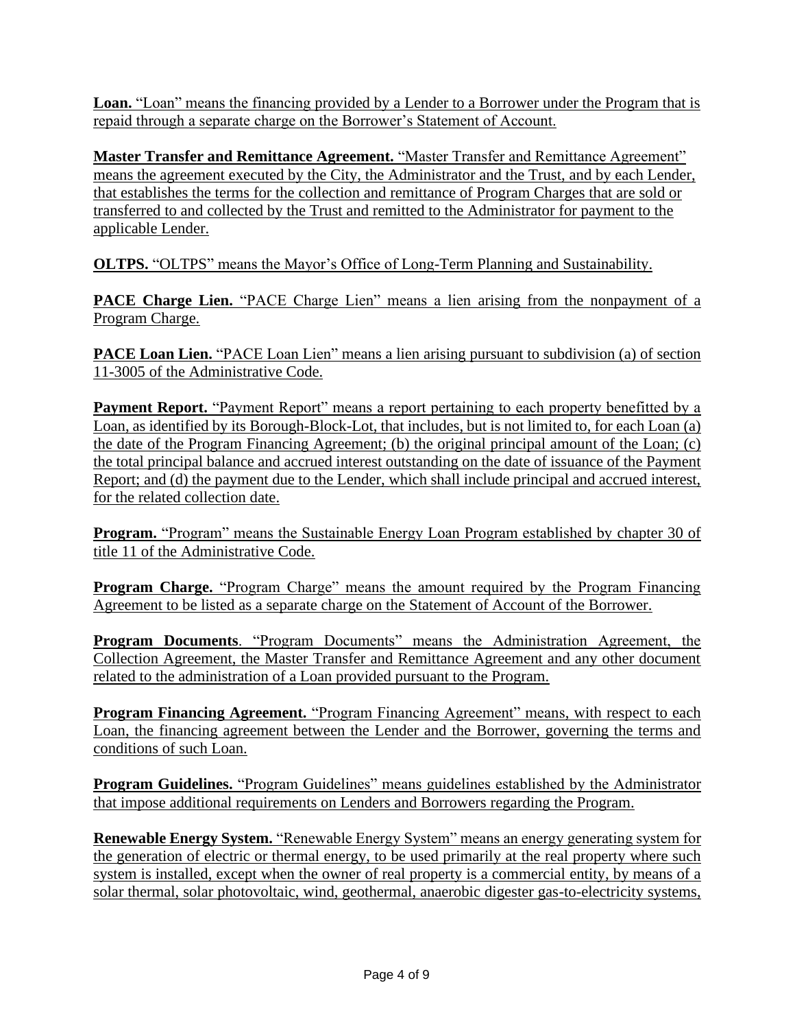**Loan.** "Loan" means the financing provided by a Lender to a Borrower under the Program that is repaid through a separate charge on the Borrower's Statement of Account.

**Master Transfer and Remittance Agreement.** "Master Transfer and Remittance Agreement" means the agreement executed by the City, the Administrator and the Trust, and by each Lender, that establishes the terms for the collection and remittance of Program Charges that are sold or transferred to and collected by the Trust and remitted to the Administrator for payment to the applicable Lender.

**OLTPS.** "OLTPS" means the Mayor's Office of Long-Term Planning and Sustainability.

**PACE Charge Lien.** "PACE Charge Lien" means a lien arising from the nonpayment of a Program Charge.

**PACE Loan Lien.** "PACE Loan Lien" means a lien arising pursuant to subdivision (a) of section 11-3005 of the Administrative Code.

**Payment Report.** "Payment Report" means a report pertaining to each property benefitted by a Loan, as identified by its Borough-Block-Lot, that includes, but is not limited to, for each Loan (a) the date of the Program Financing Agreement; (b) the original principal amount of the Loan; (c) the total principal balance and accrued interest outstanding on the date of issuance of the Payment Report; and (d) the payment due to the Lender, which shall include principal and accrued interest, for the related collection date.

**Program.** "Program" means the Sustainable Energy Loan Program established by chapter 30 of title 11 of the Administrative Code.

**Program Charge.** "Program Charge" means the amount required by the Program Financing Agreement to be listed as a separate charge on the Statement of Account of the Borrower.

**Program Documents**. "Program Documents" means the Administration Agreement, the Collection Agreement, the Master Transfer and Remittance Agreement and any other document related to the administration of a Loan provided pursuant to the Program.

**Program Financing Agreement.** "Program Financing Agreement" means, with respect to each Loan, the financing agreement between the Lender and the Borrower, governing the terms and conditions of such Loan.

**Program Guidelines.** "Program Guidelines" means guidelines established by the Administrator that impose additional requirements on Lenders and Borrowers regarding the Program.

**Renewable Energy System.** "Renewable Energy System" means an energy generating system for the generation of electric or thermal energy, to be used primarily at the real property where such system is installed, except when the owner of real property is a commercial entity, by means of a solar thermal, solar photovoltaic, wind, geothermal, anaerobic digester gas-to-electricity systems,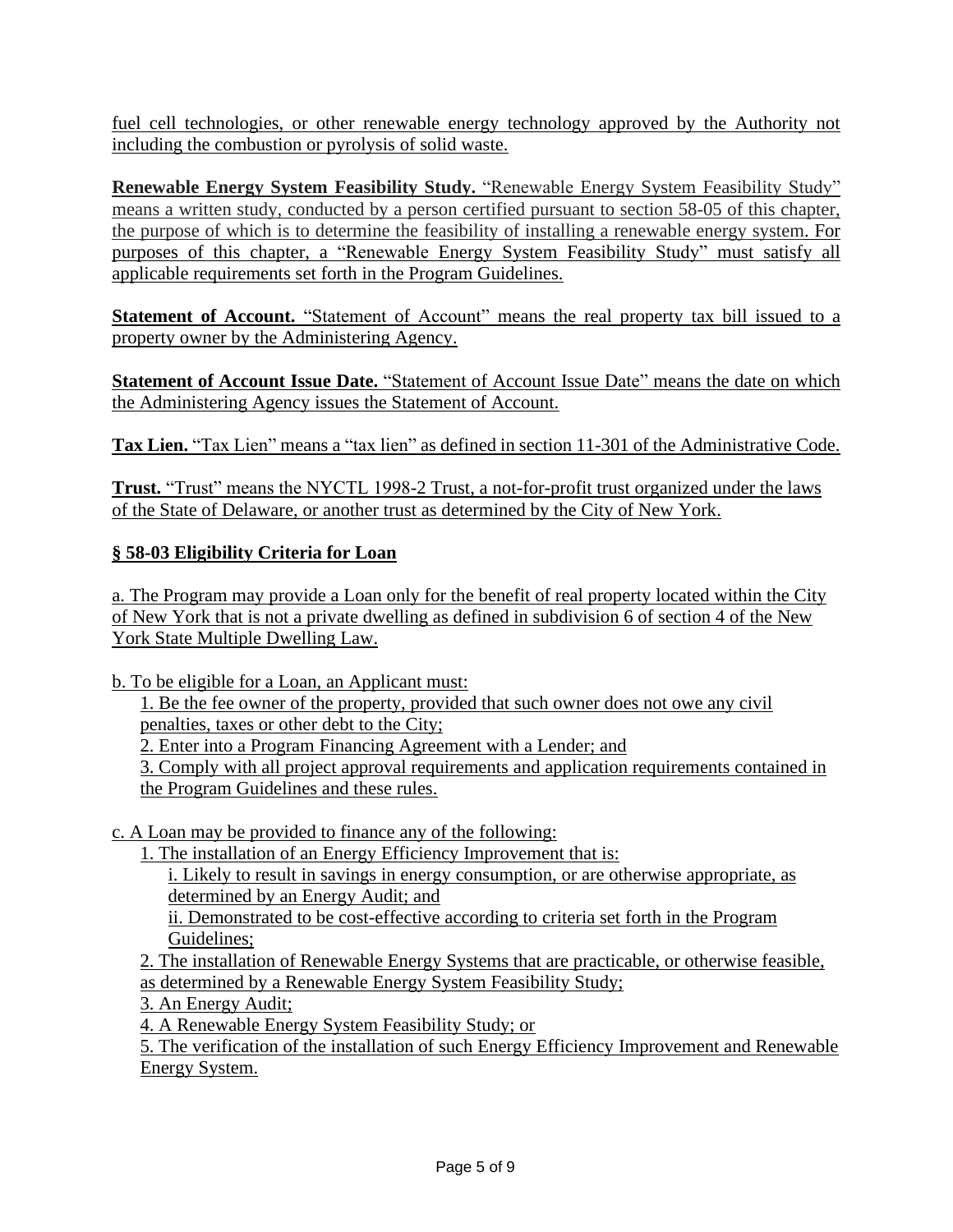fuel cell technologies, or other renewable energy technology approved by the Authority not including the combustion or pyrolysis of solid waste.

**Renewable Energy System Feasibility Study.** "Renewable Energy System Feasibility Study" means a written study, conducted by a person certified pursuant to section 58-05 of this chapter, the purpose of which is to determine the feasibility of installing a renewable energy system. For purposes of this chapter, a "Renewable Energy System Feasibility Study" must satisfy all applicable requirements set forth in the Program Guidelines.

**Statement of Account.** "Statement of Account" means the real property tax bill issued to a property owner by the Administering Agency.

**Statement of Account Issue Date.** "Statement of Account Issue Date" means the date on which the Administering Agency issues the Statement of Account.

**Tax Lien.** "Tax Lien" means a "tax lien" as defined in section 11-301 of the Administrative Code.

**Trust.** "Trust" means the NYCTL 1998-2 Trust, a not-for-profit trust organized under the laws of the State of Delaware, or another trust as determined by the City of New York.

## § 58-03 Eligibility Criteria for Loan

a. The Program may provide a Loan only for the benefit of real property located within the City of New York that is not a private dwelling as defined in subdivision 6 of section 4 of the New York State Multiple Dwelling Law.

b. To be eligible for a Loan, an Applicant must:

1. Be the fee owner of the property, provided that such owner does not owe any civil penalties, taxes or other debt to the City;
2. Enter into a Program Financing Agreement with a Lender; and
3. Comply with all project approval requirements and application requirements contained in the Program Guidelines and these rules.

c. A Loan may be provided to finance any of the following:

1. The installation of an Energy Efficiency Improvement that is:
   i. Likely to result in savings in energy consumption, or are otherwise appropriate, as determined by an Energy Audit; and
   ii. Demonstrated to be cost-effective according to criteria set forth in the Program Guidelines;
2. The installation of Renewable Energy Systems that are practicable, or otherwise feasible, as determined by a Renewable Energy System Feasibility Study;
3. An Energy Audit;
4. A Renewable Energy System Feasibility Study; or
5. The verification of the installation of such Energy Efficiency Improvement and Renewable Energy System.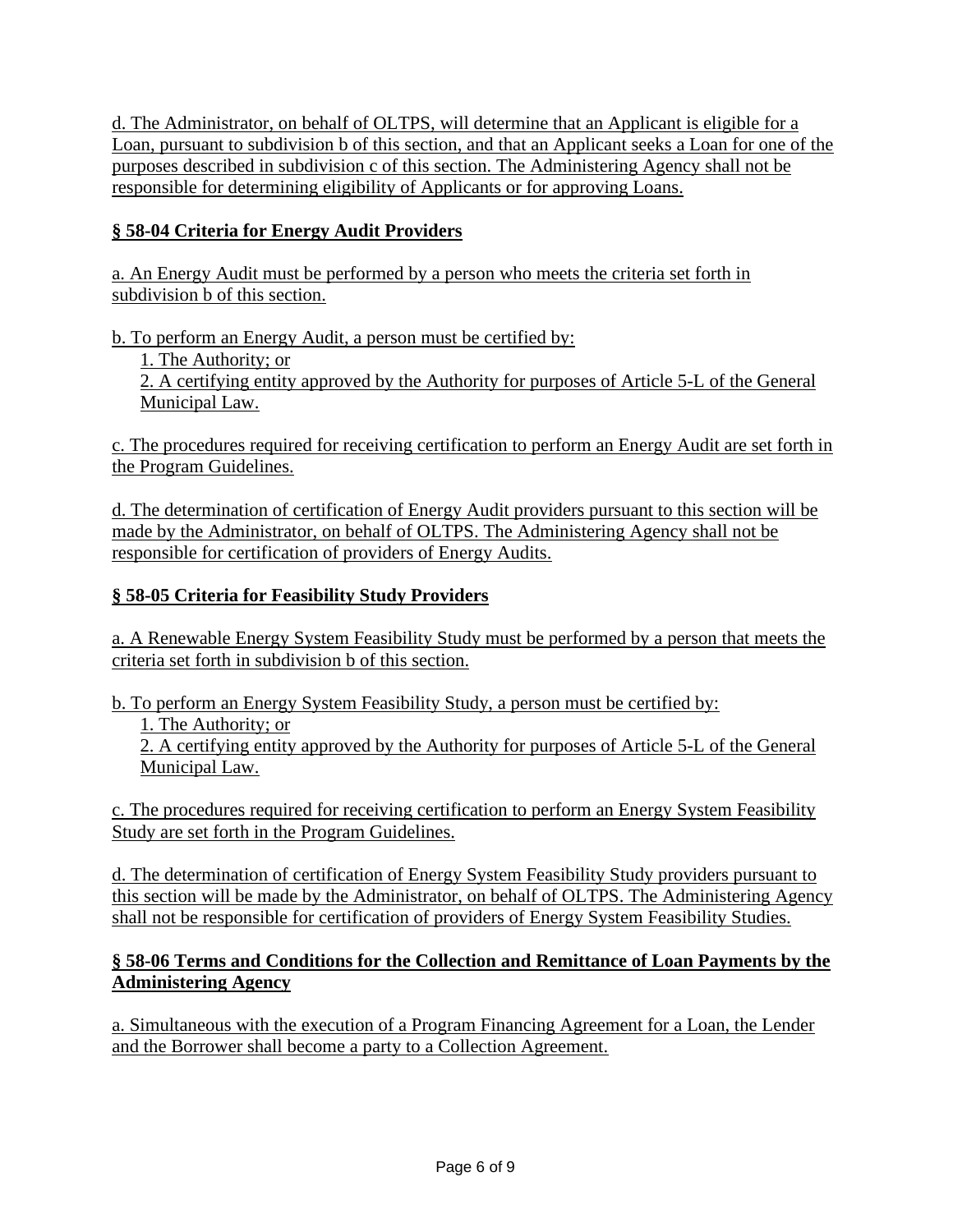d. The Administrator, on behalf of OLTPS, will determine that an Applicant is eligible for a Loan, pursuant to subdivision b of this section, and that an Applicant seeks a Loan for one of the purposes described in subdivision c of this section. The Administering Agency shall not be responsible for determining eligibility of Applicants or for approving Loans.

**§ 58-04 Criteria for Energy Audit Providers**

a. An Energy Audit must be performed by a person who meets the criteria set forth in subdivision b of this section.

b. To perform an Energy Audit, a person must be certified by:

1. The Authority; or
2. A certifying entity approved by the Authority for purposes of Article 5-L of the General Municipal Law.

c. The procedures required for receiving certification to perform an Energy Audit are set forth in the Program Guidelines.

d. The determination of certification of Energy Audit providers pursuant to this section will be made by the Administrator, on behalf of OLTPS. The Administering Agency shall not be responsible for certification of providers of Energy Audits.

**§ 58-05 Criteria for Feasibility Study Providers**

a. A Renewable Energy System Feasibility Study must be performed by a person that meets the criteria set forth in subdivision b of this section.

b. To perform an Energy System Feasibility Study, a person must be certified by:

1. The Authority; or
2. A certifying entity approved by the Authority for purposes of Article 5-L of the General Municipal Law.

c. The procedures required for receiving certification to perform an Energy System Feasibility Study are set forth in the Program Guidelines.

d. The determination of certification of Energy System Feasibility Study providers pursuant to this section will be made by the Administrator, on behalf of OLTPS. The Administering Agency shall not be responsible for certification of providers of Energy System Feasibility Studies.

**§ 58-06 Terms and Conditions for the Collection and Remittance of Loan Payments by the Administering Agency**

a. Simultaneous with the execution of a Program Financing Agreement for a Loan, the Lender and the Borrower shall become a party to a Collection Agreement.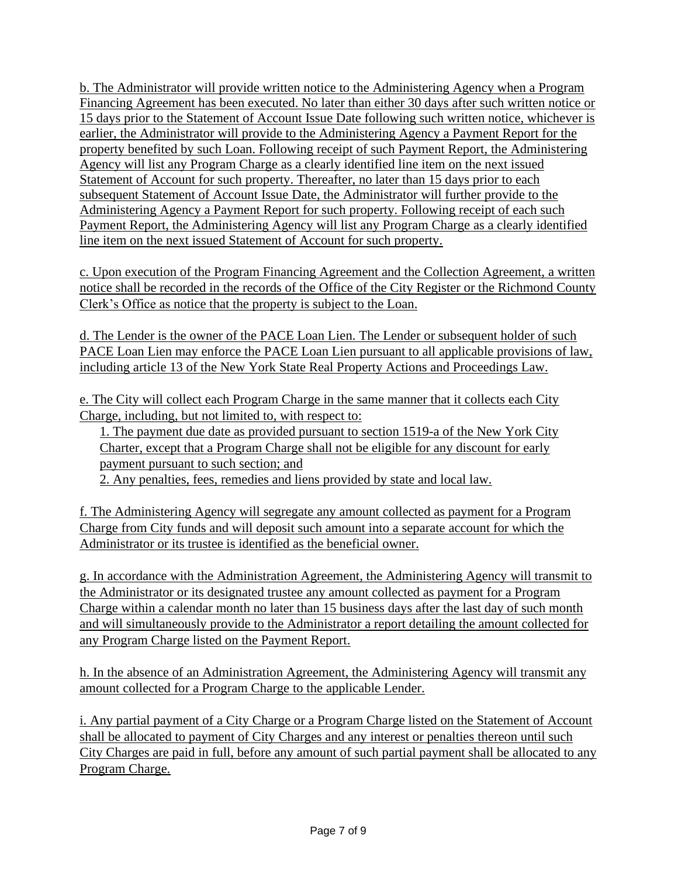b. The Administrator will provide written notice to the Administering Agency when a Program Financing Agreement has been executed. No later than either 30 days after such written notice or 15 days prior to the Statement of Account Issue Date following such written notice, whichever is earlier, the Administrator will provide to the Administering Agency a Payment Report for the property benefited by such Loan. Following receipt of such Payment Report, the Administering Agency will list any Program Charge as a clearly identified line item on the next issued Statement of Account for such property. Thereafter, no later than 15 days prior to each subsequent Statement of Account Issue Date, the Administrator will further provide to the Administering Agency a Payment Report for such property. Following receipt of each such Payment Report, the Administering Agency will list any Program Charge as a clearly identified line item on the next issued Statement of Account for such property.

c. Upon execution of the Program Financing Agreement and the Collection Agreement, a written notice shall be recorded in the records of the Office of the City Register or the Richmond County Clerk's Office as notice that the property is subject to the Loan.

d. The Lender is the owner of the PACE Loan Lien. The Lender or subsequent holder of such PACE Loan Lien may enforce the PACE Loan Lien pursuant to all applicable provisions of law, including article 13 of the New York State Real Property Actions and Proceedings Law.

e. The City will collect each Program Charge in the same manner that it collects each City Charge, including, but not limited to, with respect to:

1. The payment due date as provided pursuant to section 1519-a of the New York City Charter, except that a Program Charge shall not be eligible for any discount for early payment pursuant to such section; and
2. Any penalties, fees, remedies and liens provided by state and local law.

f. The Administering Agency will segregate any amount collected as payment for a Program Charge from City funds and will deposit such amount into a separate account for which the Administrator or its trustee is identified as the beneficial owner.

g. In accordance with the Administration Agreement, the Administering Agency will transmit to the Administrator or its designated trustee any amount collected as payment for a Program Charge within a calendar month no later than 15 business days after the last day of such month and will simultaneously provide to the Administrator a report detailing the amount collected for any Program Charge listed on the Payment Report.

h. In the absence of an Administration Agreement, the Administering Agency will transmit any amount collected for a Program Charge to the applicable Lender.

i. Any partial payment of a City Charge or a Program Charge listed on the Statement of Account shall be allocated to payment of City Charges and any interest or penalties thereon until such City Charges are paid in full, before any amount of such partial payment shall be allocated to any Program Charge.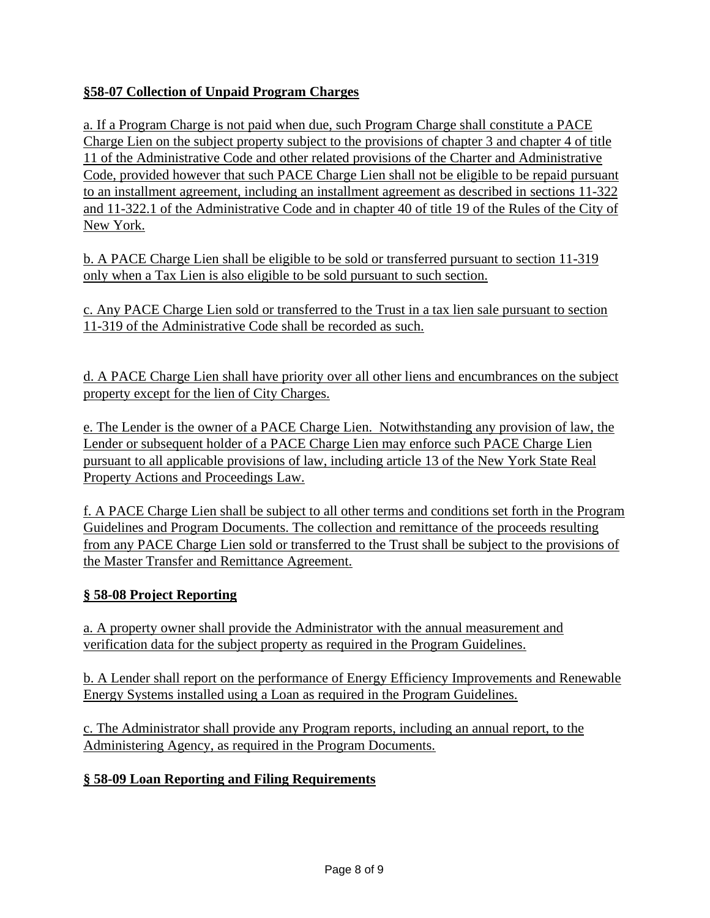## §58-07 Collection of Unpaid Program Charges

a. If a Program Charge is not paid when due, such Program Charge shall constitute a PACE Charge Lien on the subject property subject to the provisions of chapter 3 and chapter 4 of title 11 of the Administrative Code and other related provisions of the Charter and Administrative Code, provided however that such PACE Charge Lien shall not be eligible to be repaid pursuant to an installment agreement, including an installment agreement as described in sections 11-322 and 11-322.1 of the Administrative Code and in chapter 40 of title 19 of the Rules of the City of New York.

b. A PACE Charge Lien shall be eligible to be sold or transferred pursuant to section 11-319 only when a Tax Lien is also eligible to be sold pursuant to such section.

c. Any PACE Charge Lien sold or transferred to the Trust in a tax lien sale pursuant to section 11-319 of the Administrative Code shall be recorded as such.

d. A PACE Charge Lien shall have priority over all other liens and encumbrances on the subject property except for the lien of City Charges.

e. The Lender is the owner of a PACE Charge Lien. Notwithstanding any provision of law, the Lender or subsequent holder of a PACE Charge Lien may enforce such PACE Charge Lien pursuant to all applicable provisions of law, including article 13 of the New York State Real Property Actions and Proceedings Law.

f. A PACE Charge Lien shall be subject to all other terms and conditions set forth in the Program Guidelines and Program Documents. The collection and remittance of the proceeds resulting from any PACE Charge Lien sold or transferred to the Trust shall be subject to the provisions of the Master Transfer and Remittance Agreement.

## § 58-08 Project Reporting

a. A property owner shall provide the Administrator with the annual measurement and verification data for the subject property as required in the Program Guidelines.

b. A Lender shall report on the performance of Energy Efficiency Improvements and Renewable Energy Systems installed using a Loan as required in the Program Guidelines.

c. The Administrator shall provide any Program reports, including an annual report, to the Administering Agency, as required in the Program Documents.

## § 58-09 Loan Reporting and Filing Requirements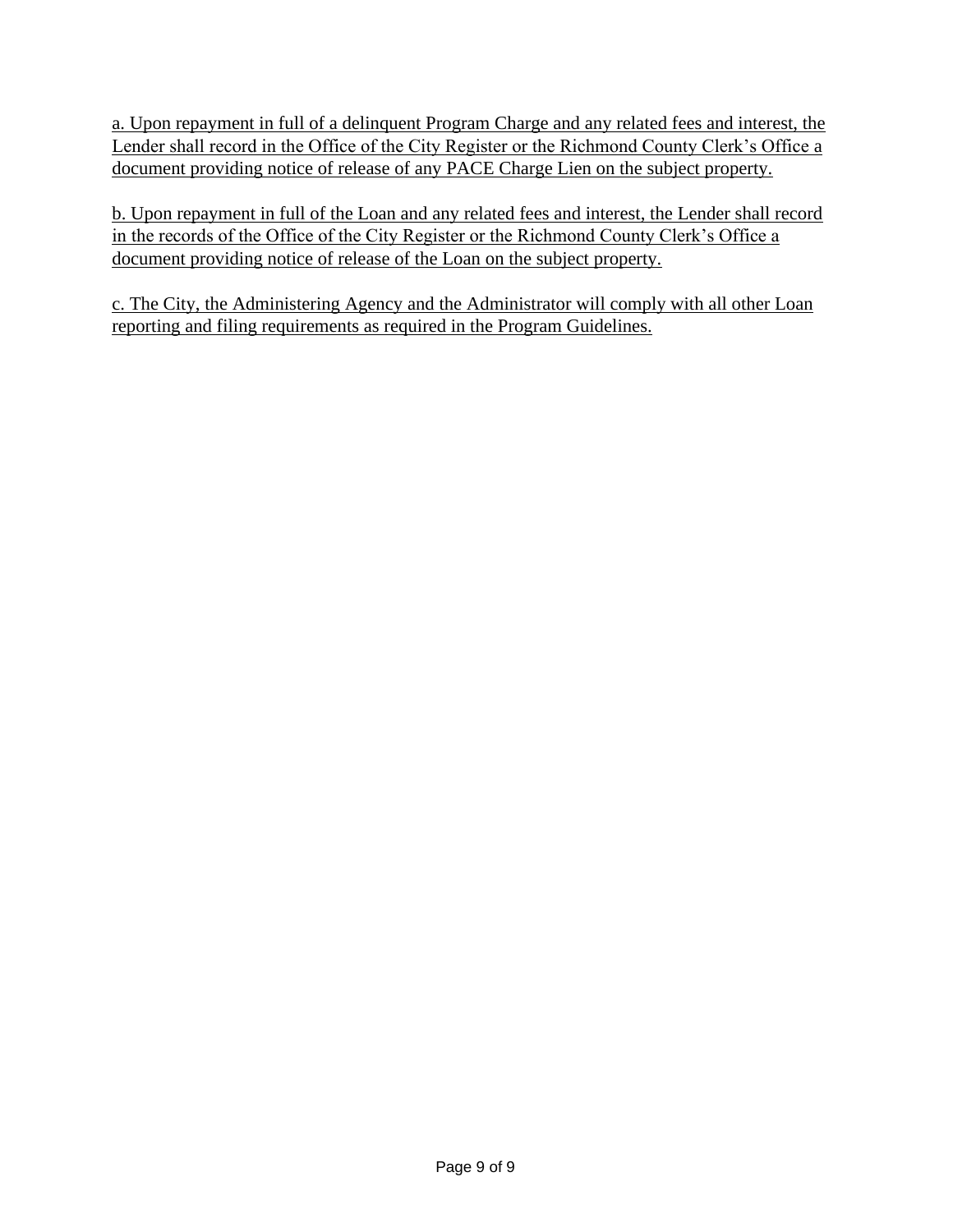a. Upon repayment in full of a delinquent Program Charge and any related fees and interest, the Lender shall record in the Office of the City Register or the Richmond County Clerk's Office a document providing notice of release of any PACE Charge Lien on the subject property.

b. Upon repayment in full of the Loan and any related fees and interest, the Lender shall record in the records of the Office of the City Register or the Richmond County Clerk's Office a document providing notice of release of the Loan on the subject property.

c. The City, the Administering Agency and the Administrator will comply with all other Loan reporting and filing requirements as required in the Program Guidelines.